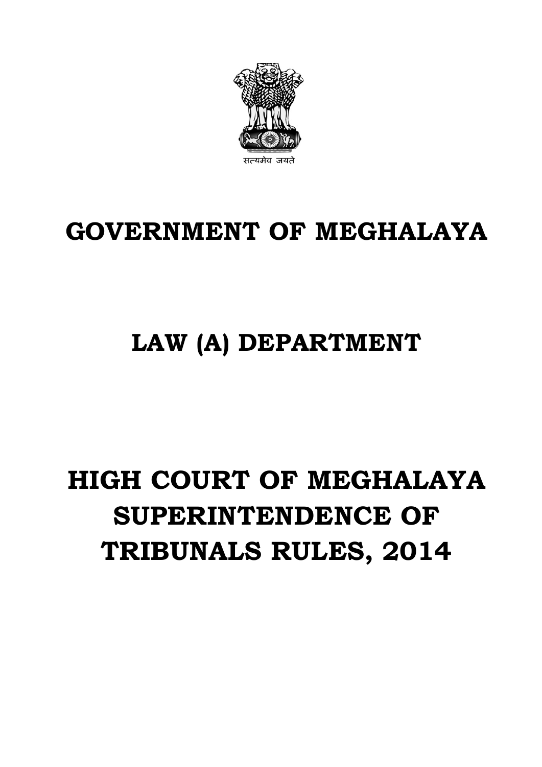सत्यमेव जयते

# GOVERNMENT OF MEGHALAYA

## LAW (A) DEPARTMENT

# HIGH COURT OF MEGHALAYA SUPERINTENDENCE OF TRIBUNALS RULES, 2014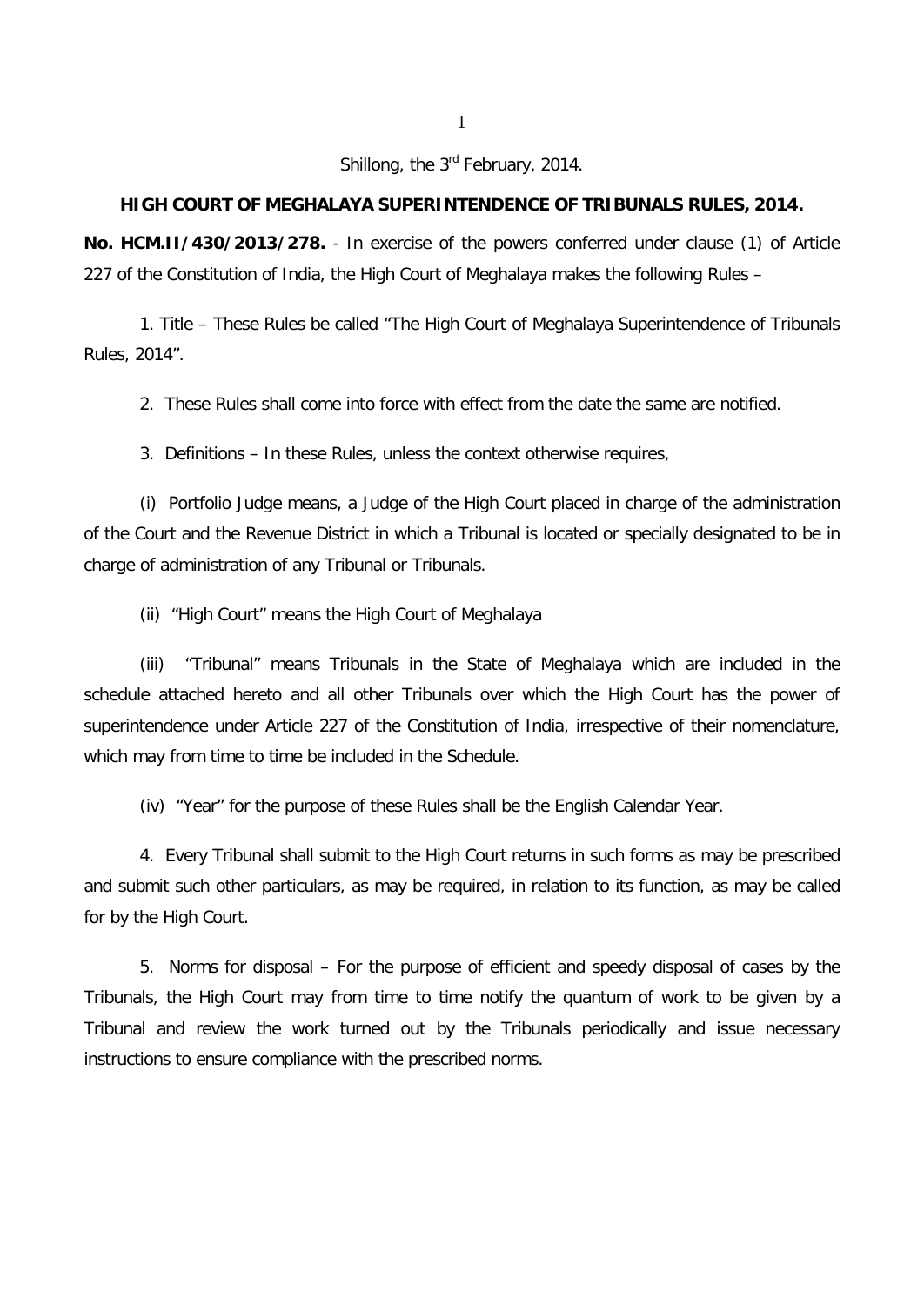Shillong, the 3rd February, 2014.

**HIGH COURT OF MEGHALAYA SUPERINTENDENCE OF TRIBUNALS RULES, 2014.**

**No. HCM.II/430/2013/278.** - In exercise of the powers conferred under clause (1) of Article 227 of the Constitution of India, the High Court of Meghalaya makes the following Rules –

1. Title – These Rules be called “The High Court of Meghalaya Superintendence of Tribunals Rules, 2014”.

2. These Rules shall come into force with effect from the date the same are notified.

3. Definitions – In these Rules, unless the context otherwise requires,

(i) Portfolio Judge means, a Judge of the High Court placed in charge of the administration of the Court and the Revenue District in which a Tribunal is located or specially designated to be in charge of administration of any Tribunal or Tribunals.

(ii) “High Court” means the High Court of Meghalaya

(iii) “Tribunal” means Tribunals in the State of Meghalaya which are included in the schedule attached hereto and all other Tribunals over which the High Court has the power of superintendence under Article 227 of the Constitution of India, irrespective of their nomenclature, which may from time to time be included in the Schedule.

(iv) “Year” for the purpose of these Rules shall be the English Calendar Year.

4. Every Tribunal shall submit to the High Court returns in such forms as may be prescribed and submit such other particulars, as may be required, in relation to its function, as may be called for by the High Court.

5. Norms for disposal – For the purpose of efficient and speedy disposal of cases by the Tribunals, the High Court may from time to time notify the quantum of work to be given by a Tribunal and review the work turned out by the Tribunals periodically and issue necessary instructions to ensure compliance with the prescribed norms.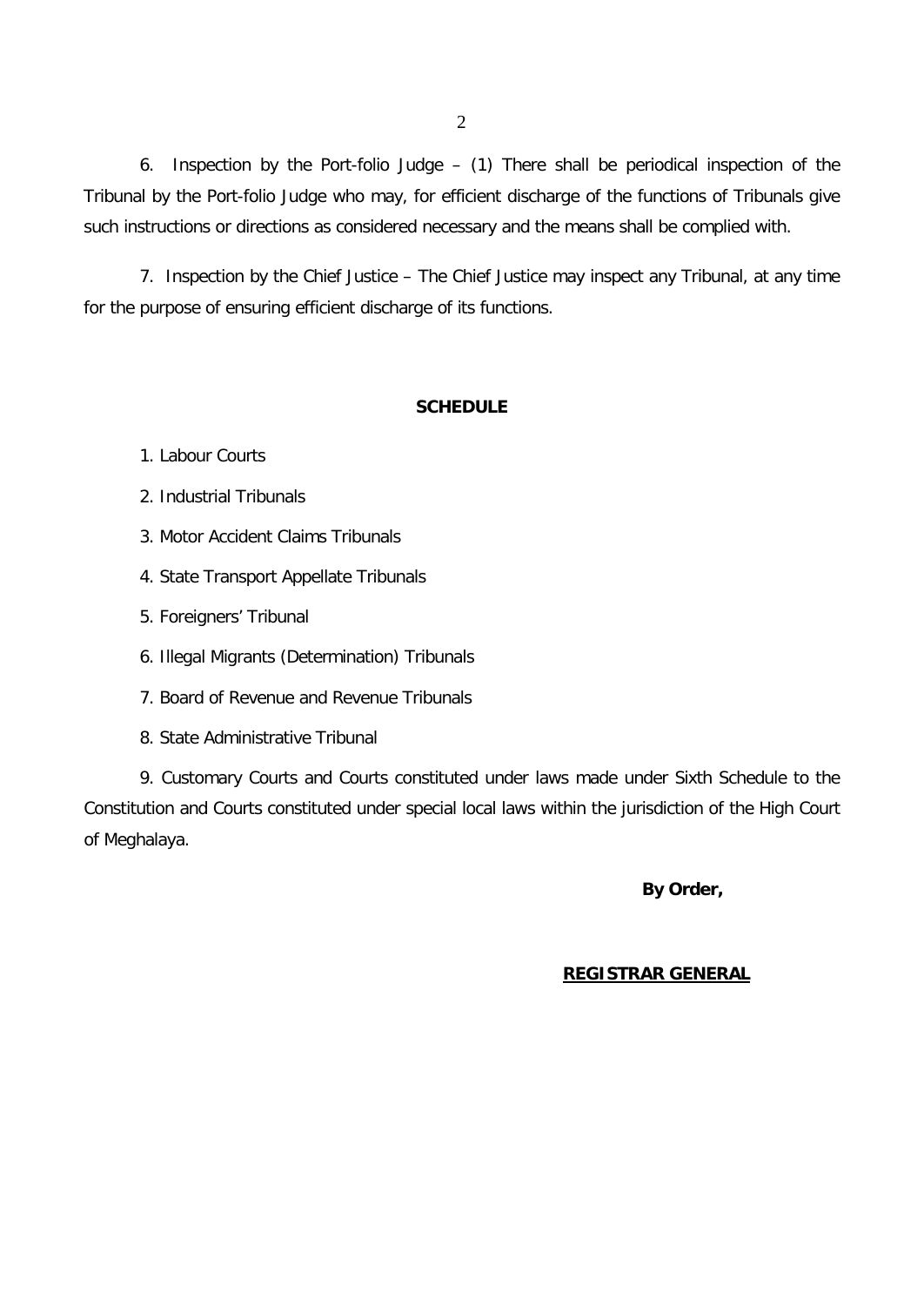6. Inspection by the Port-folio Judge – (1) There shall be periodical inspection of the Tribunal by the Port-folio Judge who may, for efficient discharge of the functions of Tribunals give such instructions or directions as considered necessary and the means shall be complied with.

7. Inspection by the Chief Justice – The Chief Justice may inspect any Tribunal, at any time for the purpose of ensuring efficient discharge of its functions.

**SCHEDULE**

1. Labour Courts
2. Industrial Tribunals
3. Motor Accident Claims Tribunals
4. State Transport Appellate Tribunals
5. Foreigners' Tribunal
6. Illegal Migrants (Determination) Tribunals
7. Board of Revenue and Revenue Tribunals
8. State Administrative Tribunal
9. Customary Courts and Courts constituted under laws made under Sixth Schedule to the Constitution and Courts constituted under special local laws within the jurisdiction of the High Court of Meghalaya.

**By Order,**

**REGISTRAR GENERAL**